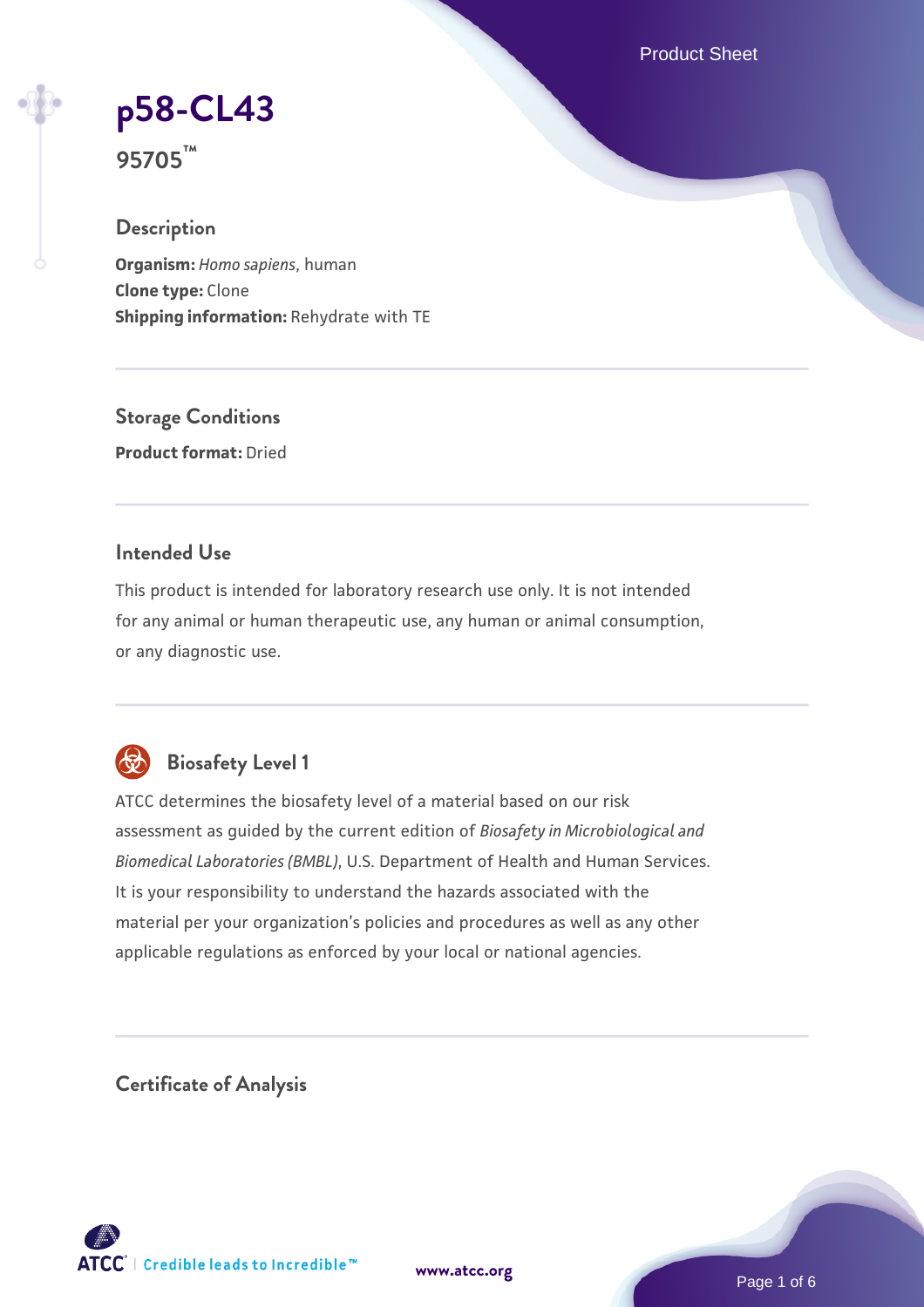# p58-CL43

**95705™**

## Description

**Organism:** *Homo sapiens*, human
**Clone type:** Clone
**Shipping information:** Rehydrate with TE

## Storage Conditions

**Product format:** Dried

## Intended Use

This product is intended for laboratory research use only. It is not intended for any animal or human therapeutic use, any human or animal consumption, or any diagnostic use.

## Biosafety Level 1

ATCC determines the biosafety level of a material based on our risk assessment as guided by the current edition of *Biosafety in Microbiological and Biomedical Laboratories (BMBL)*, U.S. Department of Health and Human Services. It is your responsibility to understand the hazards associated with the material per your organization's policies and procedures as well as any other applicable regulations as enforced by your local or national agencies.

## Certificate of Analysis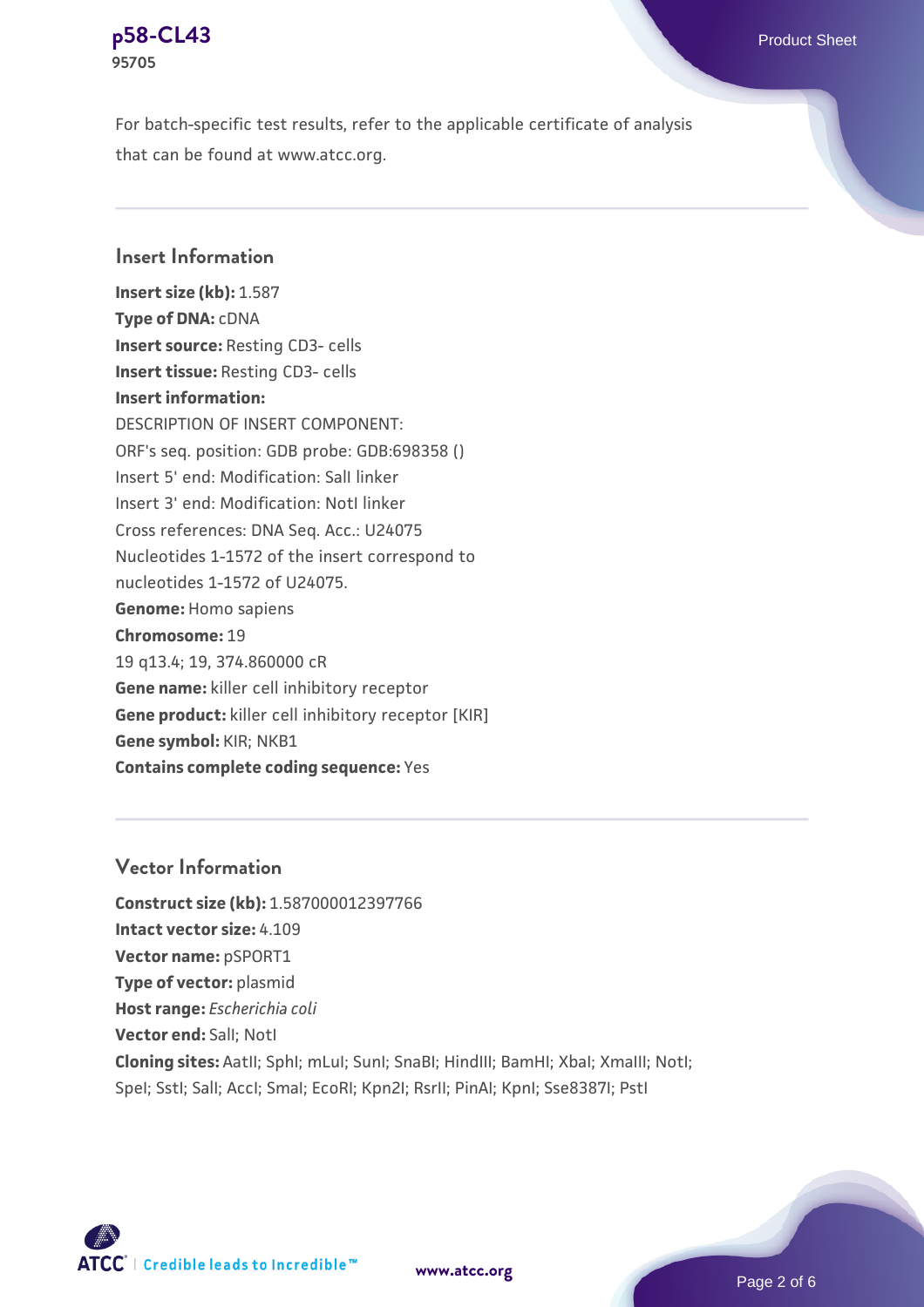For batch-specific test results, refer to the applicable certificate of analysis that can be found at www.atcc.org.

## Insert Information

**Insert size (kb):** 1.587

**Type of DNA:** cDNA

**Insert source:** Resting CD3- cells

**Insert tissue:** Resting CD3- cells

**Insert information:**

DESCRIPTION OF INSERT COMPONENT:

ORF's seq. position: GDB probe: GDB:698358 ()

Insert 5' end: Modification: SalI linker

Insert 3' end: Modification: NotI linker

Cross references: DNA Seq. Acc.: U24075

Nucleotides 1-1572 of the insert correspond to nucleotides 1-1572 of U24075.

**Genome:** Homo sapiens

**Chromosome:** 19

19 q13.4; 19, 374.860000 cR

**Gene name:** killer cell inhibitory receptor

**Gene product:** killer cell inhibitory receptor [KIR]

**Gene symbol:** KIR; NKB1

**Contains complete coding sequence:** Yes

## Vector Information

**Construct size (kb):** 1.587000012397766

**Intact vector size:** 4.109

**Vector name:** pSPORT1

**Type of vector:** plasmid

**Host range:** *Escherichia coli*

**Vector end:** SalI; NotI

**Cloning sites:** AatII; SphI; mLuI; SunI; SnaBI; HindIII; BamHI; XbaI; XmaIII; NotI; SpeI; SstI; SalI; AccI; SmaI; EcoRI; Kpn2I; RsrII; PinAI; KpnI; Sse8387I; PstI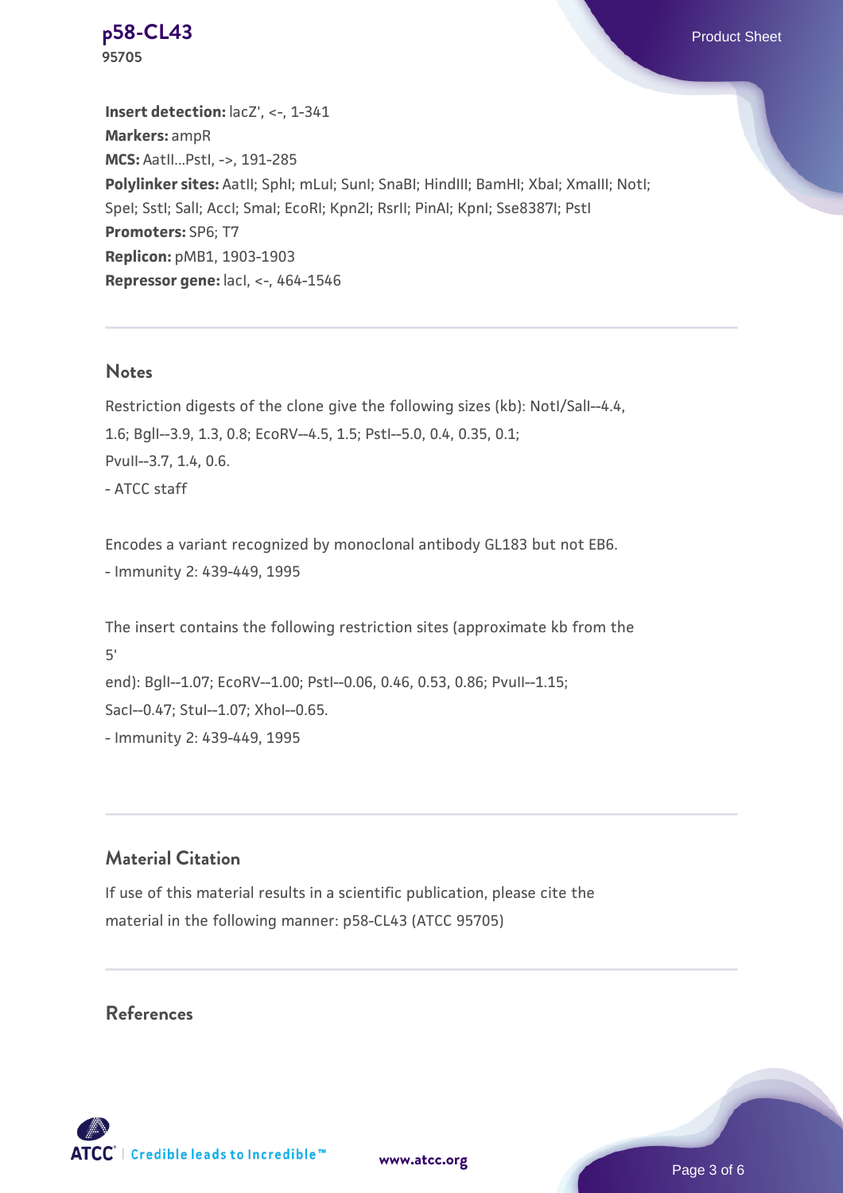**Insert detection:** lacZ', <-, 1-341
**Markers:** ampR
**MCS:** AatII...PstI, ->, 191-285
**Polylinker sites:** AatII; SphI; mLuI; SunI; SnaBI; HindIII; BamHI; XbaI; XmaIII; NotI; SpeI; SstI; SalI; AccI; SmaI; EcoRI; Kpn2I; RsrII; PinAI; KpnI; Sse8387I; PstI
**Promoters:** SP6; T7
**Replicon:** pMB1, 1903-1903
**Repressor gene:** lacI, <-, 464-1546

## Notes

Restriction digests of the clone give the following sizes (kb): NotI/SalI--4.4, 1.6; BglI--3.9, 1.3, 0.8; EcoRV--4.5, 1.5; PstI--5.0, 0.4, 0.35, 0.1; PvuII--3.7, 1.4, 0.6.
- ATCC staff

Encodes a variant recognized by monoclonal antibody GL183 but not EB6.
- Immunity 2: 439-449, 1995

The insert contains the following restriction sites (approximate kb from the 5'
end): BglI--1.07; EcoRV--1.00; PstI--0.06, 0.46, 0.53, 0.86; PvuII--1.15; SacI--0.47; StuI--1.07; XhoI--0.65.
- Immunity 2: 439-449, 1995

## Material Citation

If use of this material results in a scientific publication, please cite the material in the following manner: p58-CL43 (ATCC 95705)

## References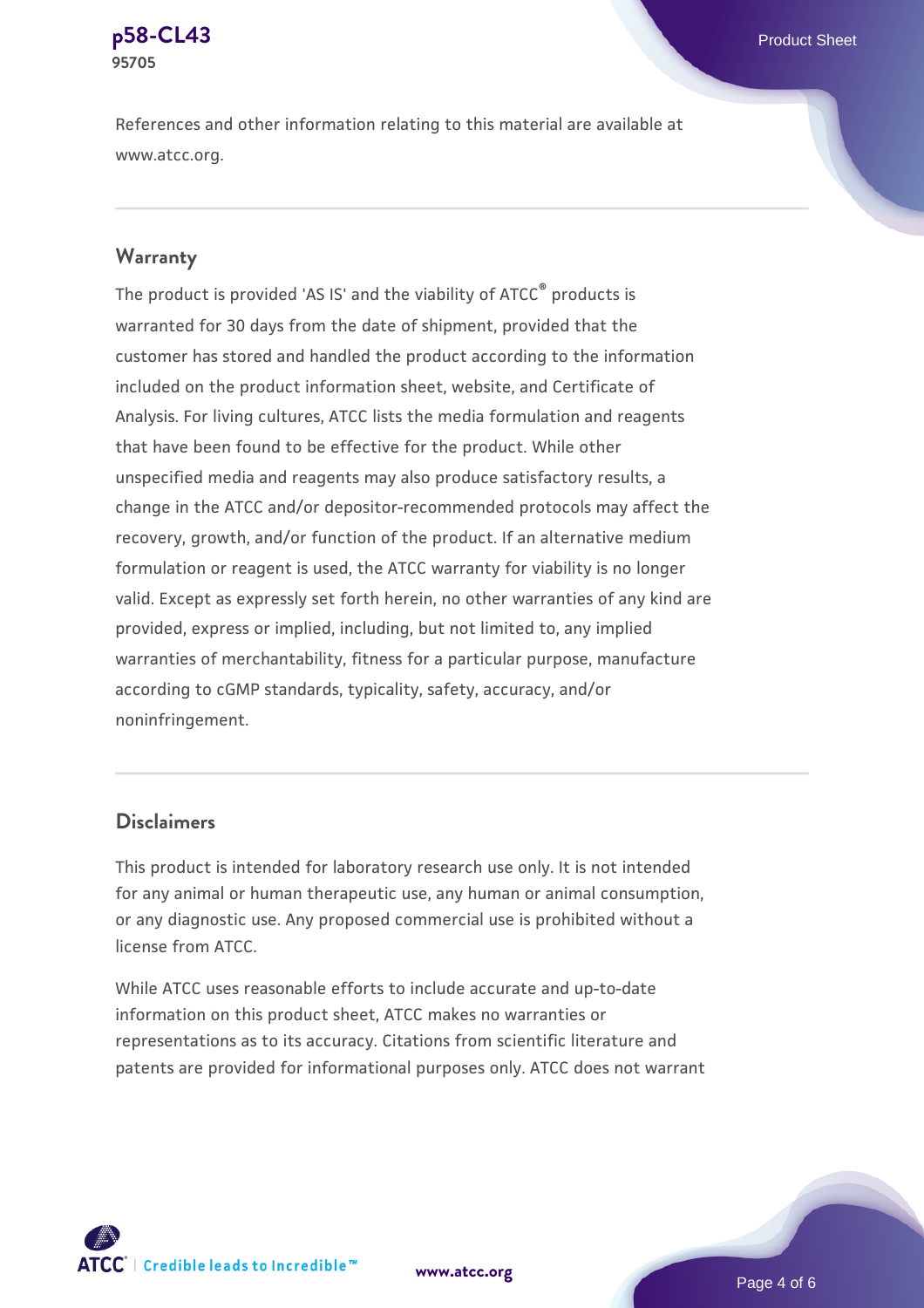References and other information relating to this material are available at www.atcc.org.

## Warranty

The product is provided 'AS IS' and the viability of ATCC® products is warranted for 30 days from the date of shipment, provided that the customer has stored and handled the product according to the information included on the product information sheet, website, and Certificate of Analysis. For living cultures, ATCC lists the media formulation and reagents that have been found to be effective for the product. While other unspecified media and reagents may also produce satisfactory results, a change in the ATCC and/or depositor-recommended protocols may affect the recovery, growth, and/or function of the product. If an alternative medium formulation or reagent is used, the ATCC warranty for viability is no longer valid. Except as expressly set forth herein, no other warranties of any kind are provided, express or implied, including, but not limited to, any implied warranties of merchantability, fitness for a particular purpose, manufacture according to cGMP standards, typicality, safety, accuracy, and/or noninfringement.

## Disclaimers

This product is intended for laboratory research use only. It is not intended for any animal or human therapeutic use, any human or animal consumption, or any diagnostic use. Any proposed commercial use is prohibited without a license from ATCC.

While ATCC uses reasonable efforts to include accurate and up-to-date information on this product sheet, ATCC makes no warranties or representations as to its accuracy. Citations from scientific literature and patents are provided for informational purposes only. ATCC does not warrant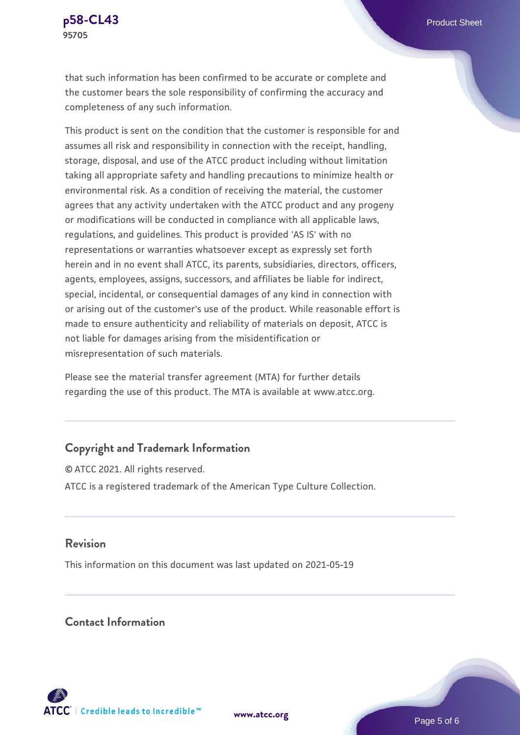that such information has been confirmed to be accurate or complete and the customer bears the sole responsibility of confirming the accuracy and completeness of any such information.

This product is sent on the condition that the customer is responsible for and assumes all risk and responsibility in connection with the receipt, handling, storage, disposal, and use of the ATCC product including without limitation taking all appropriate safety and handling precautions to minimize health or environmental risk. As a condition of receiving the material, the customer agrees that any activity undertaken with the ATCC product and any progeny or modifications will be conducted in compliance with all applicable laws, regulations, and guidelines. This product is provided 'AS IS' with no representations or warranties whatsoever except as expressly set forth herein and in no event shall ATCC, its parents, subsidiaries, directors, officers, agents, employees, assigns, successors, and affiliates be liable for indirect, special, incidental, or consequential damages of any kind in connection with or arising out of the customer's use of the product. While reasonable effort is made to ensure authenticity and reliability of materials on deposit, ATCC is not liable for damages arising from the misidentification or misrepresentation of such materials.

Please see the material transfer agreement (MTA) for further details regarding the use of this product. The MTA is available at www.atcc.org.

## Copyright and Trademark Information

© ATCC 2021. All rights reserved.

ATCC is a registered trademark of the American Type Culture Collection.

## Revision

This information on this document was last updated on 2021-05-19

## Contact Information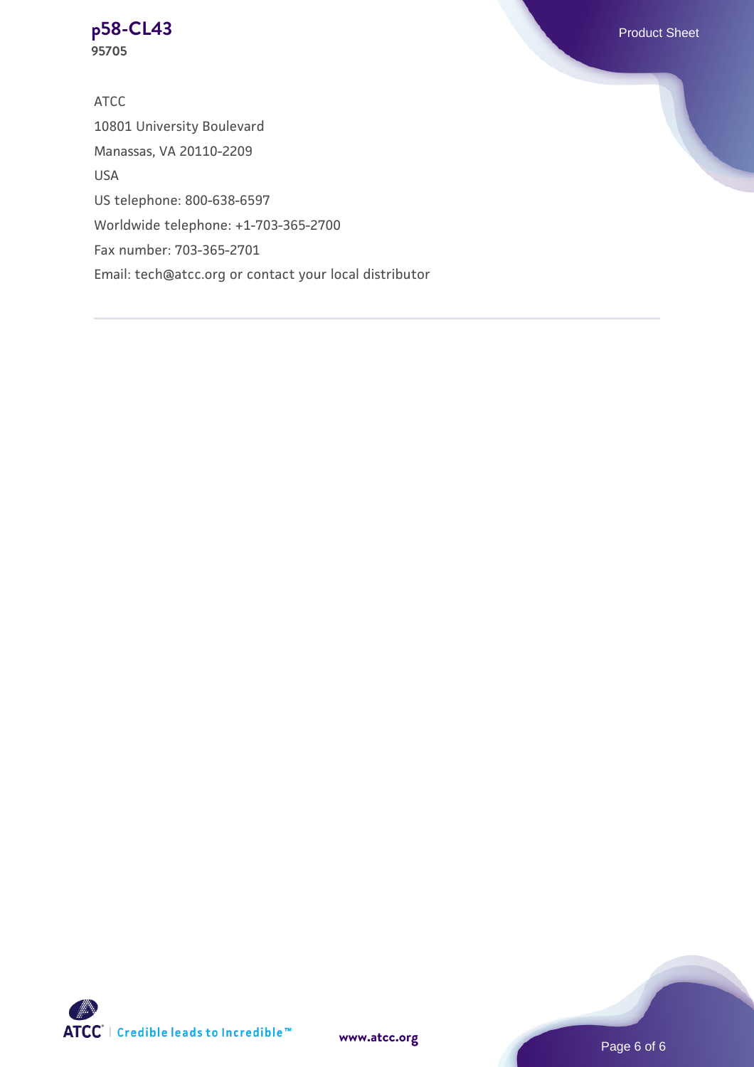ATCC
10801 University Boulevard
Manassas, VA 20110-2209
USA
US telephone: 800-638-6597
Worldwide telephone: +1-703-365-2700
Fax number: 703-365-2701
Email: tech@atcc.org or contact your local distributor